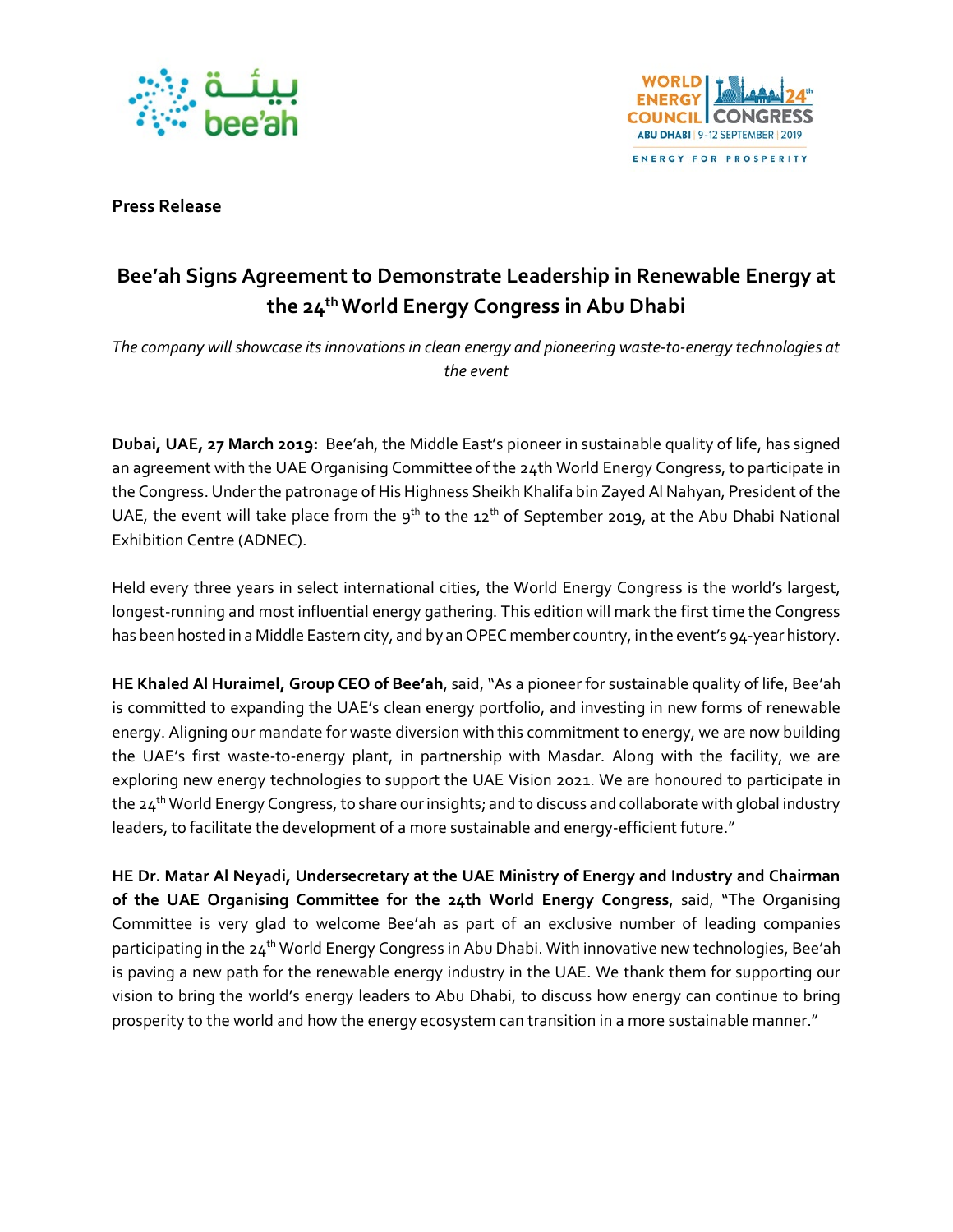**Press Release**

# Bee'ah Signs Agreement to Demonstrate Leadership in Renewable Energy at the 24th World Energy Congress in Abu Dhabi

*The company will showcase its innovations in clean energy and pioneering waste-to-energy technologies at the event*

**Dubai, UAE, 27 March 2019:** Bee'ah, the Middle East's pioneer in sustainable quality of life, has signed an agreement with the UAE Organising Committee of the 24th World Energy Congress, to participate in the Congress. Under the patronage of His Highness Sheikh Khalifa bin Zayed Al Nahyan, President of the UAE, the event will take place from the 9th to the 12th of September 2019, at the Abu Dhabi National Exhibition Centre (ADNEC).

Held every three years in select international cities, the World Energy Congress is the world's largest, longest-running and most influential energy gathering. This edition will mark the first time the Congress has been hosted in a Middle Eastern city, and by an OPEC member country, in the event's 94-year history.

**HE Khaled Al Huraimel, Group CEO of Bee'ah**, said, "As a pioneer for sustainable quality of life, Bee'ah is committed to expanding the UAE's clean energy portfolio, and investing in new forms of renewable energy. Aligning our mandate for waste diversion with this commitment to energy, we are now building the UAE's first waste-to-energy plant, in partnership with Masdar. Along with the facility, we are exploring new energy technologies to support the UAE Vision 2021. We are honoured to participate in the 24th World Energy Congress, to share our insights; and to discuss and collaborate with global industry leaders, to facilitate the development of a more sustainable and energy-efficient future."

**HE Dr. Matar Al Neyadi, Undersecretary at the UAE Ministry of Energy and Industry and Chairman of the UAE Organising Committee for the 24th World Energy Congress**, said, "The Organising Committee is very glad to welcome Bee'ah as part of an exclusive number of leading companies participating in the 24th World Energy Congress in Abu Dhabi. With innovative new technologies, Bee'ah is paving a new path for the renewable energy industry in the UAE. We thank them for supporting our vision to bring the world's energy leaders to Abu Dhabi, to discuss how energy can continue to bring prosperity to the world and how the energy ecosystem can transition in a more sustainable manner."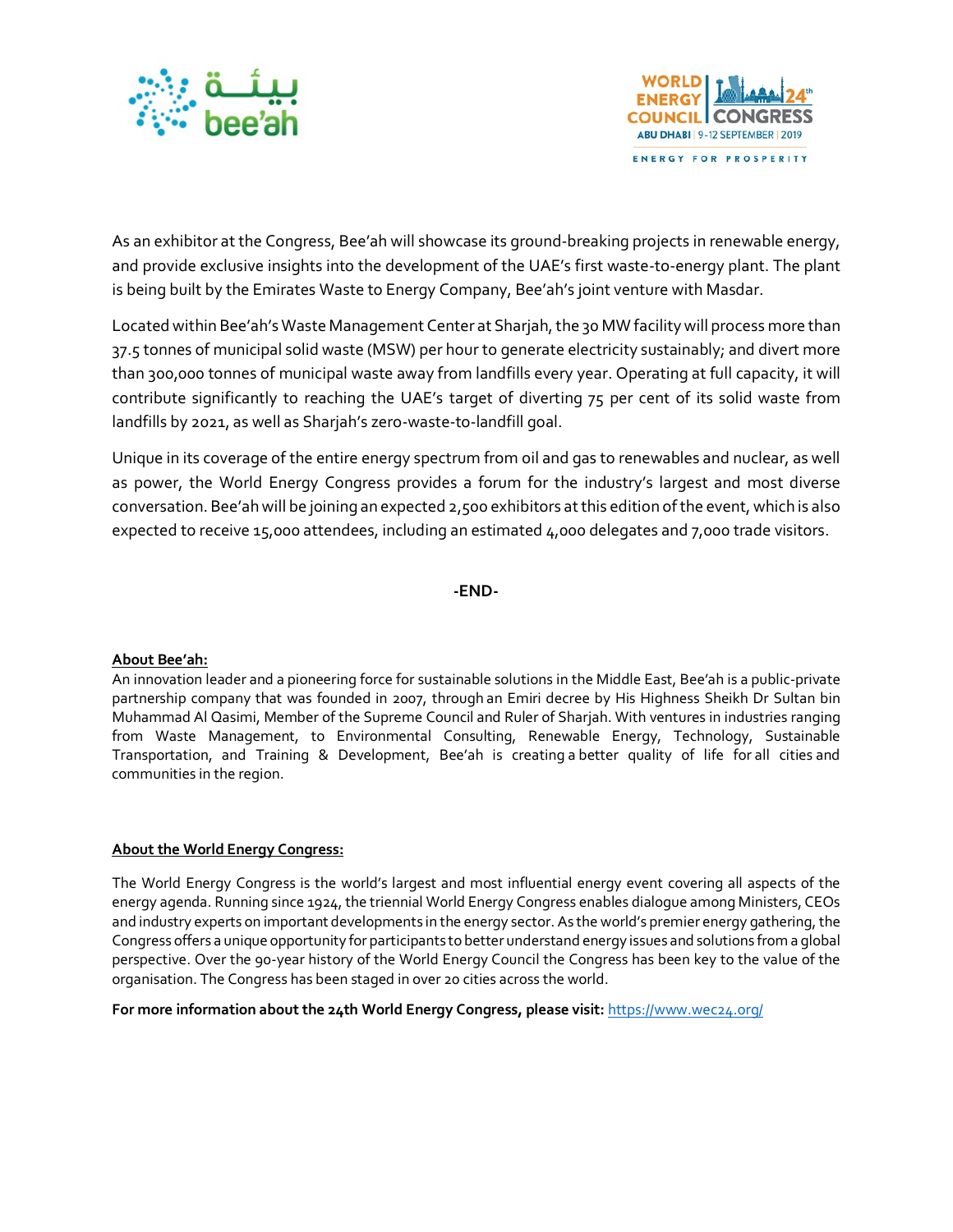As an exhibitor at the Congress, Bee'ah will showcase its ground-breaking projects in renewable energy, and provide exclusive insights into the development of the UAE's first waste-to-energy plant. The plant is being built by the Emirates Waste to Energy Company, Bee'ah's joint venture with Masdar.

Located within Bee'ah's Waste Management Center at Sharjah, the 30 MW facility will process more than 37.5 tonnes of municipal solid waste (MSW) per hour to generate electricity sustainably; and divert more than 300,000 tonnes of municipal waste away from landfills every year. Operating at full capacity, it will contribute significantly to reaching the UAE's target of diverting 75 per cent of its solid waste from landfills by 2021, as well as Sharjah's zero-waste-to-landfill goal.

Unique in its coverage of the entire energy spectrum from oil and gas to renewables and nuclear, as well as power, the World Energy Congress provides a forum for the industry's largest and most diverse conversation. Bee'ah will be joining an expected 2,500 exhibitors at this edition of the event, which is also expected to receive 15,000 attendees, including an estimated 4,000 delegates and 7,000 trade visitors.

**-END-**

**About Bee'ah:**

An innovation leader and a pioneering force for sustainable solutions in the Middle East, Bee'ah is a public-private partnership company that was founded in 2007, through an Emiri decree by His Highness Sheikh Dr Sultan bin Muhammad Al Qasimi, Member of the Supreme Council and Ruler of Sharjah. With ventures in industries ranging from Waste Management, to Environmental Consulting, Renewable Energy, Technology, Sustainable Transportation, and Training & Development, Bee'ah is creating a better quality of life for all cities and communities in the region.

**About the World Energy Congress:**

The World Energy Congress is the world's largest and most influential energy event covering all aspects of the energy agenda. Running since 1924, the triennial World Energy Congress enables dialogue among Ministers, CEOs and industry experts on important developments in the energy sector. As the world's premier energy gathering, the Congress offers a unique opportunity for participants to better understand energy issues and solutions from a global perspective. Over the 90-year history of the World Energy Council the Congress has been key to the value of the organisation. The Congress has been staged in over 20 cities across the world.

**For more information about the 24th World Energy Congress, please visit:** https://www.wec24.org/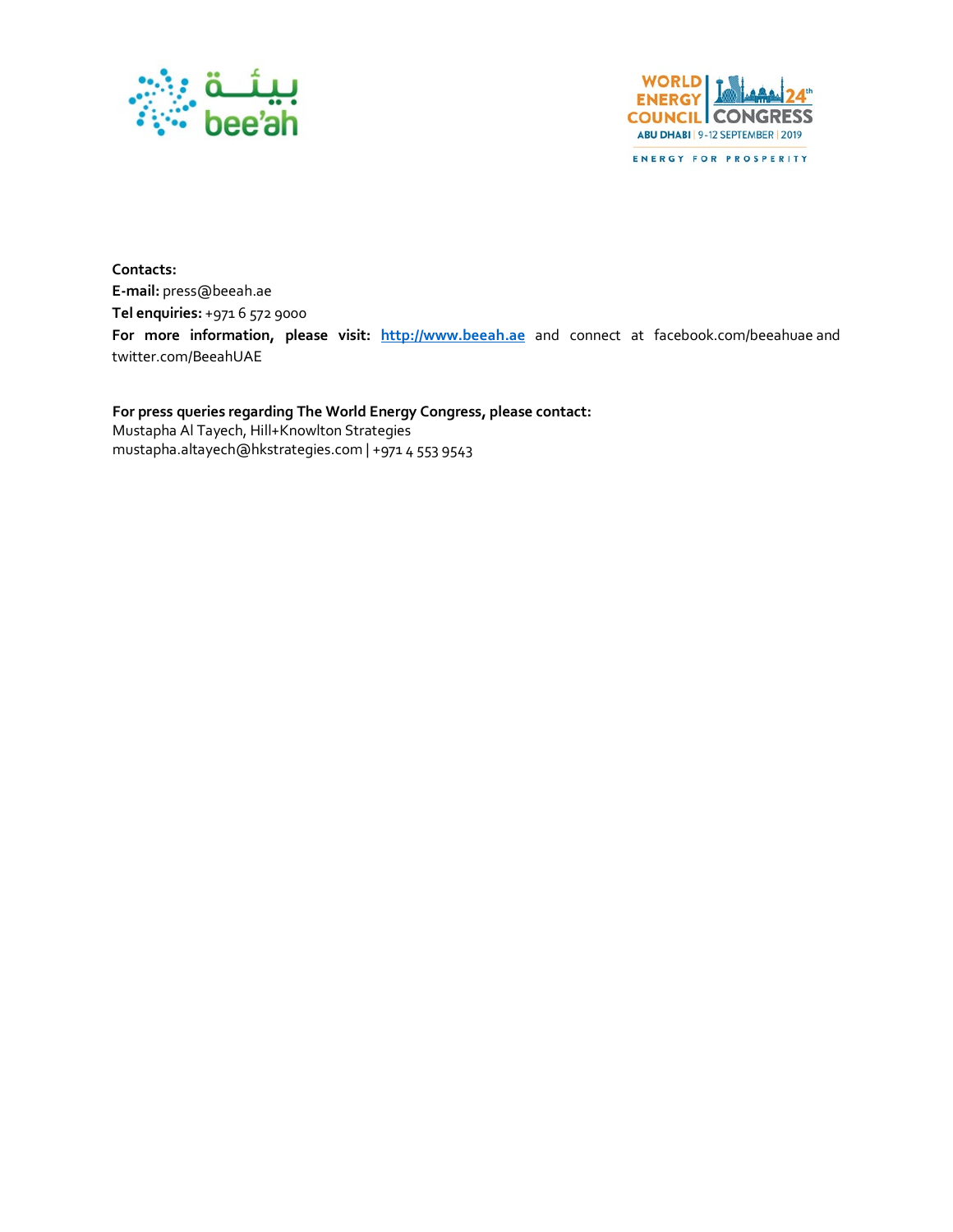**Contacts:**
**E-mail:** press@beeah.ae
**Tel enquiries:** +971 6 572 9000
**For more information, please visit:** http://www.beeah.ae and connect at facebook.com/beeahuae and twitter.com/BeeahUAE

**For press queries regarding The World Energy Congress, please contact:**
Mustapha Al Tayech, Hill+Knowlton Strategies
mustapha.altayech@hkstrategies.com | +971 4 553 9543